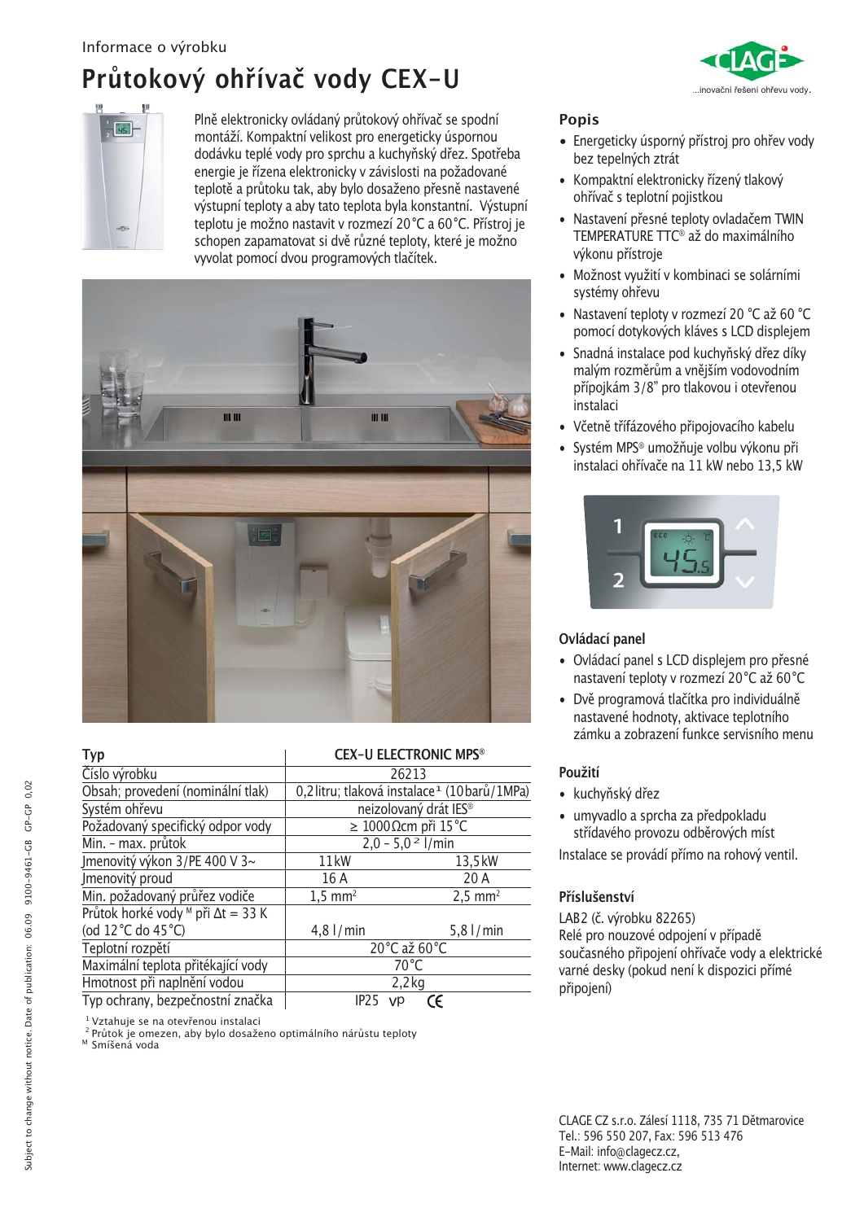Informace o výrobku

# Průtokový ohřívač vody CEX-U

...inovační řešení ohřevu vody.

Plně elektronicky ovládaný průtokový ohřívač se spodní montáží. Kompaktní velikost pro energeticky úspornou dodávku teplé vody pro sprchu a kuchyňský dřez. Spotřeba energie je řízena elektronicky v závislosti na požadované teplotě a průtoku tak, aby bylo dosaženo přesně nastavené výstupní teploty a aby tato teplota byla konstantní. Výstupní teplotu je možno nastavit v rozmezí 20 °C a 60 °C. Přístroj je schopen zapamatovat si dvě různé teploty, které je možno vyvolat pomocí dvou programových tlačítek.

| Typ | CEX-U ELECTRONIC MPS® | |
|---|---|---|
| Číslo výrobku | 26213 | |
| Obsah; provedení (nominální tlak) | 0,2 litru; tlaková instalace[1] (10 barů/1MPa) | |
| Systém ohřevu | neizolovaný drát IES® | |
| Požadovaný specifický odpor vody | ≥ 1000 Ωcm při 15 °C | |
| Min. - max. průtok | 2,0 - 5,0[2] l/min | |
| Jmenovitý výkon 3/PE 400 V 3~ | 11 kW | 13,5 kW |
| Jmenovitý proud | 16 A | 20 A |
| Min. požadovaný průřez vodiče | 1,5 mm² | 2,5 mm² |
| Průtok horké vody[M] při Δt = 33 K (od 12 °C do 45 °C) | 4,8 l/min | 5,8 l/min |
| Teplotní rozpětí | 20 °C až 60 °C | |
| Maximální teplota přitékající vody | 70 °C | |
| Hmotnost při naplnění vodou | 2,2 kg | |
| Typ ochrany, bezpečnostní značka | IP25 VDE CE | |

[1] Vztahuje se na otevřenou instalaci
[2] Průtok je omezen, aby bylo dosaženo optimálního nárůstu teploty
[M] Smíšená voda

### Popis

- Energeticky úsporný přístroj pro ohřev vody bez tepelných ztrát
- Kompaktní elektronicky řízený tlakový ohřívač s teplotní pojistkou
- Nastavení přesné teploty ovladačem TWIN TEMPERATURE TTC® až do maximálního výkonu přístroje
- Možnost využití v kombinaci se solárními systémy ohřevu
- Nastavení teploty v rozmezí 20 °C až 60 °C pomocí dotykových kláves s LCD displejem
- Snadná instalace pod kuchyňský dřez díky malým rozměrům a vnějším vodovodním přípojkám 3/8" pro tlakovou i otevřenou instalaci
- Včetně třífázového připojovacího kabelu
- Systém MPS® umožňuje volbu výkonu při instalaci ohřívače na 11 kW nebo 13,5 kW

### Ovládací panel

- Ovládací panel s LCD displejem pro přesné nastavení teploty v rozmezí 20 °C až 60 °C
- Dvě programová tlačítka pro individuálně nastavené hodnoty, aktivace teplotního zámku a zobrazení funkce servisního menu

### Použití

- kuchyňský dřez
- umyvadlo a sprcha za předpokladu střídavého provozu odběrových míst

Instalace se provádí přímo na rohový ventil.

### Příslušenství

LAB2 (č. výrobku 82265)
Relé pro nouzové odpojení v případě současného připojení ohřívače vody a elektrické varné desky (pokud není k dispozici přímé připojení)

CLAGE CZ s.r.o. Zálesí 1118, 735 71 Dětmarovice
Tel.: 596 550 207, Fax: 596 513 476
E-Mail: info@clagecz.cz,
Internet: www.clagecz.cz

Subject to change without notice. Date of publication: 06.09 9100-9461-GB GP-GP 0,02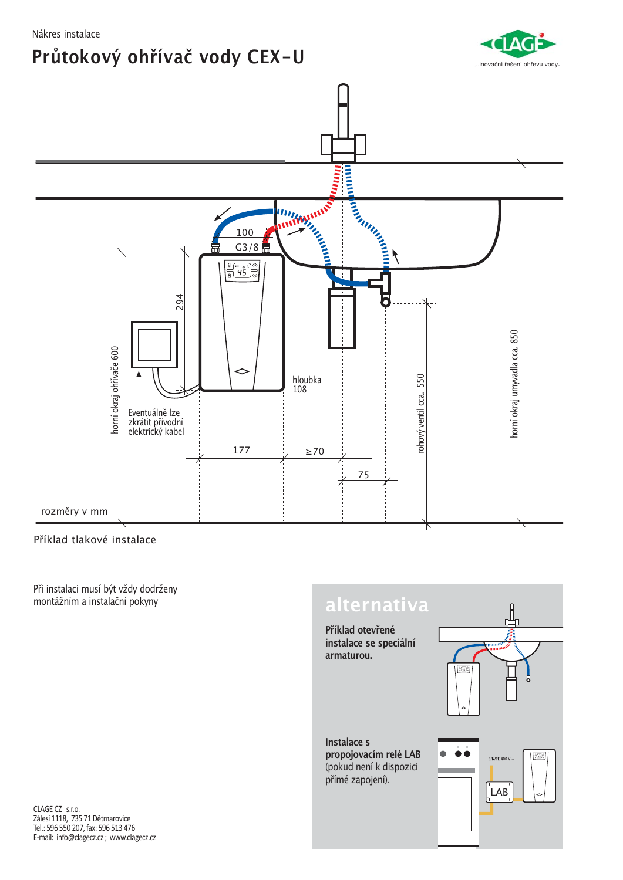Nákres instalace

# Průtokový ohřívač vody CEX-U

...inovační řešení ohřevu vody.

100

G3/8

294

horní okraj ohřívače 600

Eventuálně lze zkrátit přívodní elektrický kabel

hloubka 108

177

≥70

75

rohový ventil cca. 550

horní okraj umyvadla cca. 850

rozměry v mm

Příklad tlakové instalace

Při instalaci musí být vždy dodrženy montážním a instalační pokyny

## alternativa

**Příklad otevřené instalace se speciální armaturou.**

**Instalace s propojovacím relé LAB** (pokud není k dispozici přímé zapojení).

3/N/PE 400 V ~

LAB

CLAGE CZ s.r.o.
Zálesí 1118, 735 71 Dětmarovice
Tel.: 596 550 207, fax: 596 513 476
E-mail: info@clagecz.cz ; www.clagecz.cz